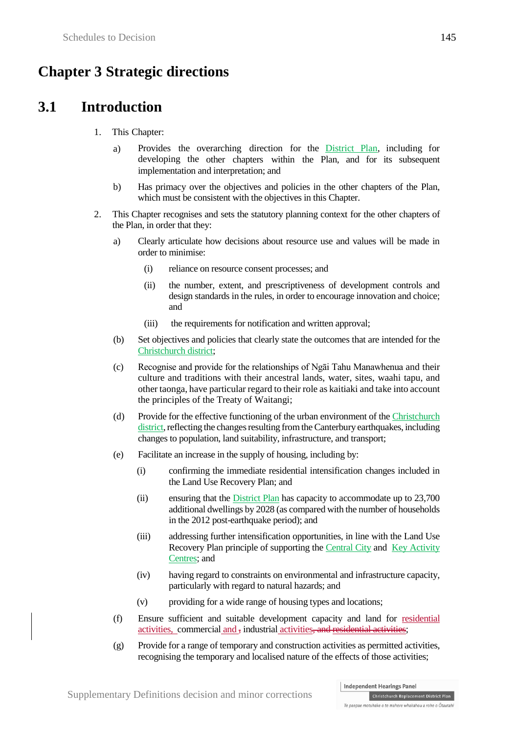# Chapter 3 Strategic directions

## 3.1 Introduction

1. This Chapter:

   a) Provides the overarching direction for the District Plan, including for developing the other chapters within the Plan, and for its subsequent implementation and interpretation; and

   b) Has primacy over the objectives and policies in the other chapters of the Plan, which must be consistent with the objectives in this Chapter.

2. This Chapter recognises and sets the statutory planning context for the other chapters of the Plan, in order that they:

   a) Clearly articulate how decisions about resource use and values will be made in order to minimise:

      (i) reliance on resource consent processes; and

      (ii) the number, extent, and prescriptiveness of development controls and design standards in the rules, in order to encourage innovation and choice; and

      (iii) the requirements for notification and written approval;

   (b) Set objectives and policies that clearly state the outcomes that are intended for the Christchurch district;

   (c) Recognise and provide for the relationships of Ngāi Tahu Manawhenua and their culture and traditions with their ancestral lands, water, sites, waahi tapu, and other taonga, have particular regard to their role as kaitiaki and take into account the principles of the Treaty of Waitangi;

   (d) Provide for the effective functioning of the urban environment of the Christchurch district, reflecting the changes resulting from the Canterbury earthquakes, including changes to population, land suitability, infrastructure, and transport;

   (e) Facilitate an increase in the supply of housing, including by:

      (i) confirming the immediate residential intensification changes included in the Land Use Recovery Plan; and

      (ii) ensuring that the District Plan has capacity to accommodate up to 23,700 additional dwellings by 2028 (as compared with the number of households in the 2012 post-earthquake period); and

      (iii) addressing further intensification opportunities, in line with the Land Use Recovery Plan principle of supporting the Central City and Key Activity Centres; and

      (iv) having regard to constraints on environmental and infrastructure capacity, particularly with regard to natural hazards; and

      (v) providing for a wide range of housing types and locations;

   (f) Ensure sufficient and suitable development capacity and land for residential activities, commercial and ~~,~~ industrial activities~~, and residential activities~~;

   (g) Provide for a range of temporary and construction activities as permitted activities, recognising the temporary and localised nature of the effects of those activities;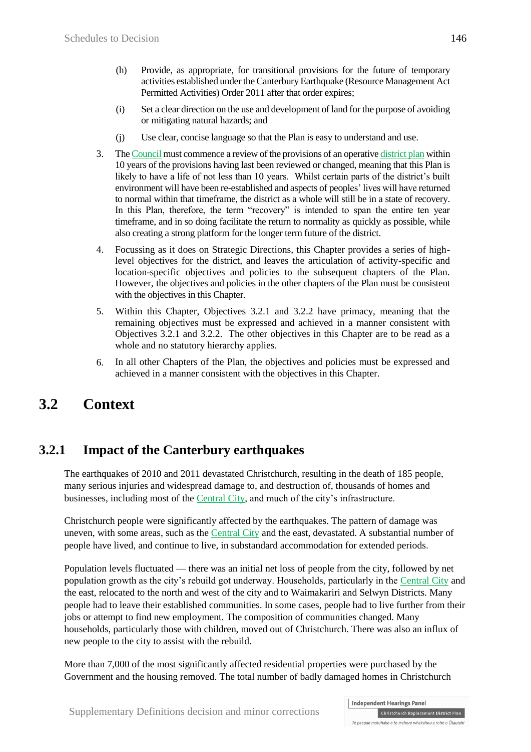(h) Provide, as appropriate, for transitional provisions for the future of temporary activities established under the Canterbury Earthquake (Resource Management Act Permitted Activities) Order 2011 after that order expires;

(i) Set a clear direction on the use and development of land for the purpose of avoiding or mitigating natural hazards; and

(j) Use clear, concise language so that the Plan is easy to understand and use.

3. The Council must commence a review of the provisions of an operative district plan within 10 years of the provisions having last been reviewed or changed, meaning that this Plan is likely to have a life of not less than 10 years. Whilst certain parts of the district's built environment will have been re-established and aspects of peoples' lives will have returned to normal within that timeframe, the district as a whole will still be in a state of recovery. In this Plan, therefore, the term "recovery" is intended to span the entire ten year timeframe, and in so doing facilitate the return to normality as quickly as possible, while also creating a strong platform for the longer term future of the district.

4. Focussing as it does on Strategic Directions, this Chapter provides a series of high-level objectives for the district, and leaves the articulation of activity-specific and location-specific objectives and policies to the subsequent chapters of the Plan. However, the objectives and policies in the other chapters of the Plan must be consistent with the objectives in this Chapter.

5. Within this Chapter, Objectives 3.2.1 and 3.2.2 have primacy, meaning that the remaining objectives must be expressed and achieved in a manner consistent with Objectives 3.2.1 and 3.2.2. The other objectives in this Chapter are to be read as a whole and no statutory hierarchy applies.

6. In all other Chapters of the Plan, the objectives and policies must be expressed and achieved in a manner consistent with the objectives in this Chapter.

# 3.2 Context

## 3.2.1 Impact of the Canterbury earthquakes

The earthquakes of 2010 and 2011 devastated Christchurch, resulting in the death of 185 people, many serious injuries and widespread damage to, and destruction of, thousands of homes and businesses, including most of the Central City, and much of the city's infrastructure.

Christchurch people were significantly affected by the earthquakes. The pattern of damage was uneven, with some areas, such as the Central City and the east, devastated. A substantial number of people have lived, and continue to live, in substandard accommodation for extended periods.

Population levels fluctuated — there was an initial net loss of people from the city, followed by net population growth as the city's rebuild got underway. Households, particularly in the Central City and the east, relocated to the north and west of the city and to Waimakariri and Selwyn Districts. Many people had to leave their established communities. In some cases, people had to live further from their jobs or attempt to find new employment. The composition of communities changed. Many households, particularly those with children, moved out of Christchurch. There was also an influx of new people to the city to assist with the rebuild.

More than 7,000 of the most significantly affected residential properties were purchased by the Government and the housing removed. The total number of badly damaged homes in Christchurch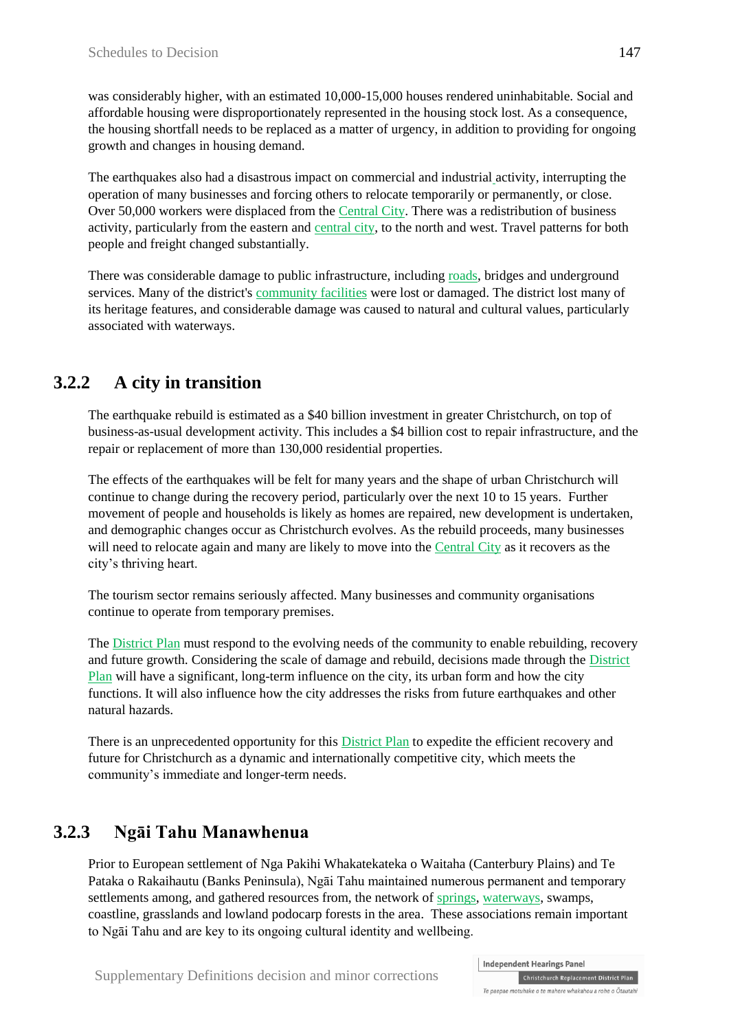was considerably higher, with an estimated 10,000-15,000 houses rendered uninhabitable. Social and affordable housing were disproportionately represented in the housing stock lost. As a consequence, the housing shortfall needs to be replaced as a matter of urgency, in addition to providing for ongoing growth and changes in housing demand.

The earthquakes also had a disastrous impact on commercial and industrial activity, interrupting the operation of many businesses and forcing others to relocate temporarily or permanently, or close. Over 50,000 workers were displaced from the Central City. There was a redistribution of business activity, particularly from the eastern and central city, to the north and west. Travel patterns for both people and freight changed substantially.

There was considerable damage to public infrastructure, including roads, bridges and underground services. Many of the district's community facilities were lost or damaged. The district lost many of its heritage features, and considerable damage was caused to natural and cultural values, particularly associated with waterways.

### 3.2.2 A city in transition

The earthquake rebuild is estimated as a $40 billion investment in greater Christchurch, on top of business-as-usual development activity. This includes a $4 billion cost to repair infrastructure, and the repair or replacement of more than 130,000 residential properties.

The effects of the earthquakes will be felt for many years and the shape of urban Christchurch will continue to change during the recovery period, particularly over the next 10 to 15 years. Further movement of people and households is likely as homes are repaired, new development is undertaken, and demographic changes occur as Christchurch evolves. As the rebuild proceeds, many businesses will need to relocate again and many are likely to move into the Central City as it recovers as the city's thriving heart.

The tourism sector remains seriously affected. Many businesses and community organisations continue to operate from temporary premises.

The District Plan must respond to the evolving needs of the community to enable rebuilding, recovery and future growth. Considering the scale of damage and rebuild, decisions made through the District Plan will have a significant, long-term influence on the city, its urban form and how the city functions. It will also influence how the city addresses the risks from future earthquakes and other natural hazards.

There is an unprecedented opportunity for this District Plan to expedite the efficient recovery and future for Christchurch as a dynamic and internationally competitive city, which meets the community's immediate and longer-term needs.

### 3.2.3 Ngāi Tahu Manawhenua

Prior to European settlement of Nga Pakihi Whakatekateka o Waitaha (Canterbury Plains) and Te Pataka o Rakaihautu (Banks Peninsula), Ngāi Tahu maintained numerous permanent and temporary settlements among, and gathered resources from, the network of springs, waterways, swamps, coastline, grasslands and lowland podocarp forests in the area. These associations remain important to Ngāi Tahu and are key to its ongoing cultural identity and wellbeing.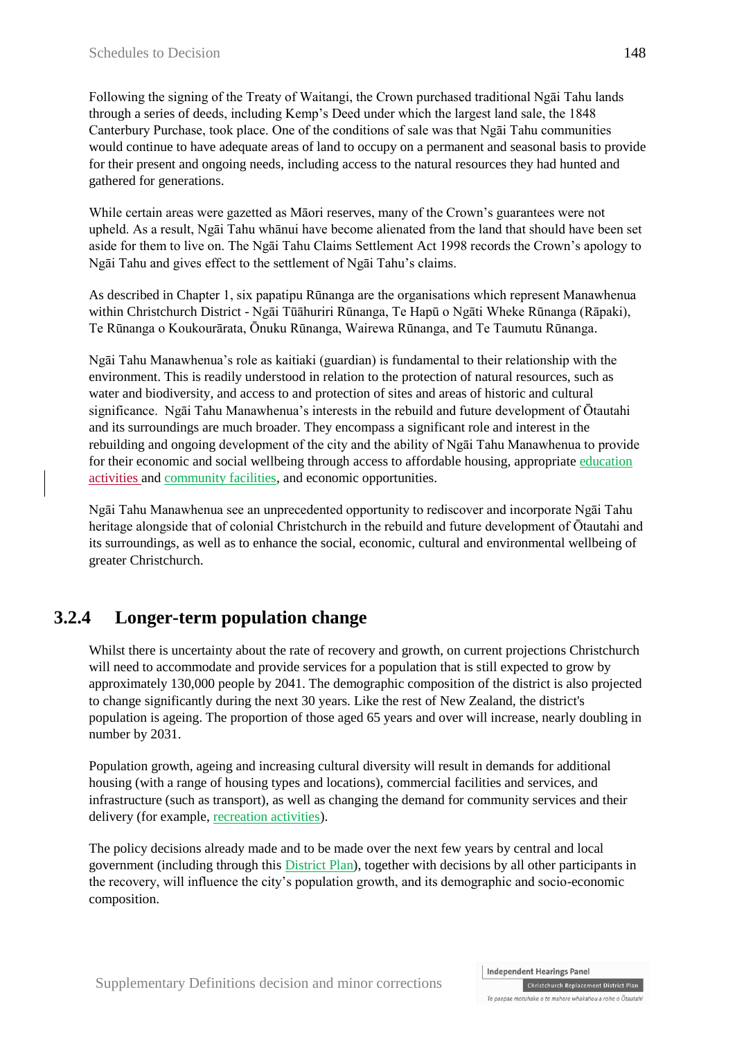Following the signing of the Treaty of Waitangi, the Crown purchased traditional Ngāi Tahu lands through a series of deeds, including Kemp's Deed under which the largest land sale, the 1848 Canterbury Purchase, took place. One of the conditions of sale was that Ngāi Tahu communities would continue to have adequate areas of land to occupy on a permanent and seasonal basis to provide for their present and ongoing needs, including access to the natural resources they had hunted and gathered for generations.

While certain areas were gazetted as Māori reserves, many of the Crown's guarantees were not upheld. As a result, Ngāi Tahu whānui have become alienated from the land that should have been set aside for them to live on. The Ngāi Tahu Claims Settlement Act 1998 records the Crown's apology to Ngāi Tahu and gives effect to the settlement of Ngāi Tahu's claims.

As described in Chapter 1, six papatipu Rūnanga are the organisations which represent Manawhenua within Christchurch District - Ngāi Tūāhuriri Rūnanga, Te Hapū o Ngāti Wheke Rūnanga (Rāpaki), Te Rūnanga o Koukourārata, Ōnuku Rūnanga, Wairewa Rūnanga, and Te Taumutu Rūnanga.

Ngāi Tahu Manawhenua's role as kaitiaki (guardian) is fundamental to their relationship with the environment. This is readily understood in relation to the protection of natural resources, such as water and biodiversity, and access to and protection of sites and areas of historic and cultural significance. Ngāi Tahu Manawhenua's interests in the rebuild and future development of Ōtautahi and its surroundings are much broader. They encompass a significant role and interest in the rebuilding and ongoing development of the city and the ability of Ngāi Tahu Manawhenua to provide for their economic and social wellbeing through access to affordable housing, appropriate education activities and community facilities, and economic opportunities.

Ngāi Tahu Manawhenua see an unprecedented opportunity to rediscover and incorporate Ngāi Tahu heritage alongside that of colonial Christchurch in the rebuild and future development of Ōtautahi and its surroundings, as well as to enhance the social, economic, cultural and environmental wellbeing of greater Christchurch.

## 3.2.4 Longer-term population change

Whilst there is uncertainty about the rate of recovery and growth, on current projections Christchurch will need to accommodate and provide services for a population that is still expected to grow by approximately 130,000 people by 2041. The demographic composition of the district is also projected to change significantly during the next 30 years. Like the rest of New Zealand, the district's population is ageing. The proportion of those aged 65 years and over will increase, nearly doubling in number by 2031.

Population growth, ageing and increasing cultural diversity will result in demands for additional housing (with a range of housing types and locations), commercial facilities and services, and infrastructure (such as transport), as well as changing the demand for community services and their delivery (for example, recreation activities).

The policy decisions already made and to be made over the next few years by central and local government (including through this District Plan), together with decisions by all other participants in the recovery, will influence the city's population growth, and its demographic and socio-economic composition.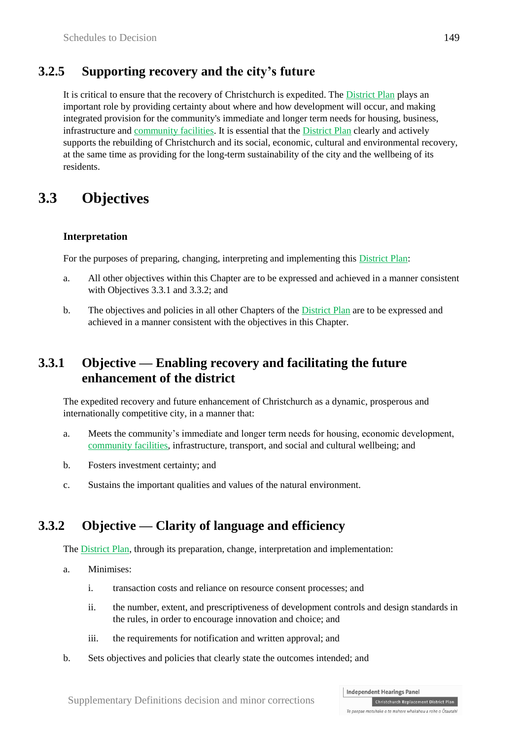### 3.2.5 Supporting recovery and the city's future

It is critical to ensure that the recovery of Christchurch is expedited. The District Plan plays an important role by providing certainty about where and how development will occur, and making integrated provision for the community's immediate and longer term needs for housing, business, infrastructure and community facilities. It is essential that the District Plan clearly and actively supports the rebuilding of Christchurch and its social, economic, cultural and environmental recovery, at the same time as providing for the long-term sustainability of the city and the wellbeing of its residents.

## 3.3 Objectives

**Interpretation**

For the purposes of preparing, changing, interpreting and implementing this District Plan:

a. All other objectives within this Chapter are to be expressed and achieved in a manner consistent with Objectives 3.3.1 and 3.3.2; and

b. The objectives and policies in all other Chapters of the District Plan are to be expressed and achieved in a manner consistent with the objectives in this Chapter.

### 3.3.1 Objective — Enabling recovery and facilitating the future enhancement of the district

The expedited recovery and future enhancement of Christchurch as a dynamic, prosperous and internationally competitive city, in a manner that:

a. Meets the community's immediate and longer term needs for housing, economic development, community facilities, infrastructure, transport, and social and cultural wellbeing; and

b. Fosters investment certainty; and

c. Sustains the important qualities and values of the natural environment.

### 3.3.2 Objective — Clarity of language and efficiency

The District Plan, through its preparation, change, interpretation and implementation:

a. Minimises:

   i. transaction costs and reliance on resource consent processes; and

   ii. the number, extent, and prescriptiveness of development controls and design standards in the rules, in order to encourage innovation and choice; and

   iii. the requirements for notification and written approval; and

b. Sets objectives and policies that clearly state the outcomes intended; and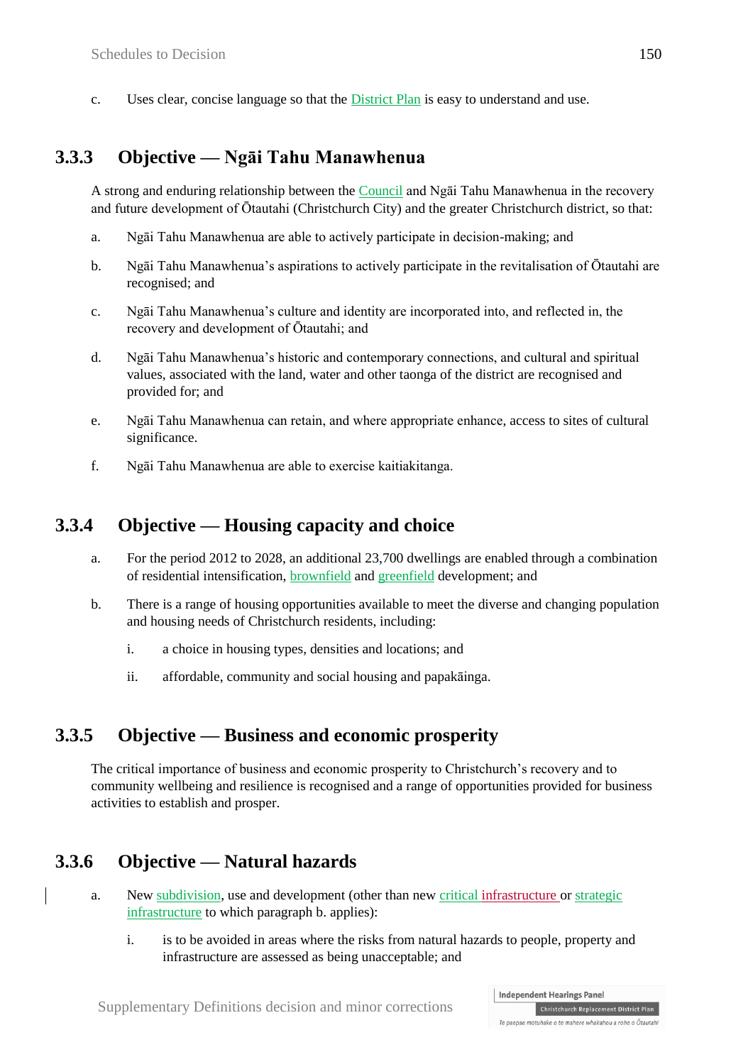c. Uses clear, concise language so that the District Plan is easy to understand and use.

### 3.3.3 Objective — Ngāi Tahu Manawhenua

A strong and enduring relationship between the Council and Ngāi Tahu Manawhenua in the recovery and future development of Ōtautahi (Christchurch City) and the greater Christchurch district, so that:

a. Ngāi Tahu Manawhenua are able to actively participate in decision-making; and

b. Ngāi Tahu Manawhenua's aspirations to actively participate in the revitalisation of Ōtautahi are recognised; and

c. Ngāi Tahu Manawhenua's culture and identity are incorporated into, and reflected in, the recovery and development of Ōtautahi; and

d. Ngāi Tahu Manawhenua's historic and contemporary connections, and cultural and spiritual values, associated with the land, water and other taonga of the district are recognised and provided for; and

e. Ngāi Tahu Manawhenua can retain, and where appropriate enhance, access to sites of cultural significance.

f. Ngāi Tahu Manawhenua are able to exercise kaitiakitanga.

### 3.3.4 Objective — Housing capacity and choice

a. For the period 2012 to 2028, an additional 23,700 dwellings are enabled through a combination of residential intensification, brownfield and greenfield development; and

b. There is a range of housing opportunities available to meet the diverse and changing population and housing needs of Christchurch residents, including:

   i. a choice in housing types, densities and locations; and

   ii. affordable, community and social housing and papakāinga.

### 3.3.5 Objective — Business and economic prosperity

The critical importance of business and economic prosperity to Christchurch's recovery and to community wellbeing and resilience is recognised and a range of opportunities provided for business activities to establish and prosper.

### 3.3.6 Objective — Natural hazards

a. New subdivision, use and development (other than new critical infrastructure or strategic infrastructure to which paragraph b. applies):

   i. is to be avoided in areas where the risks from natural hazards to people, property and infrastructure are assessed as being unacceptable; and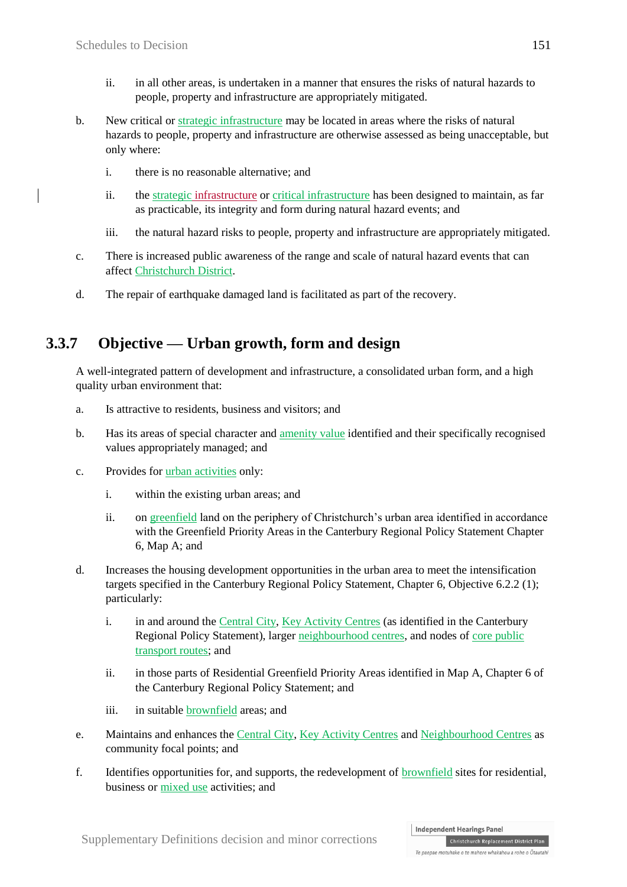ii. in all other areas, is undertaken in a manner that ensures the risks of natural hazards to people, property and infrastructure are appropriately mitigated.

b. New critical or strategic infrastructure may be located in areas where the risks of natural hazards to people, property and infrastructure are otherwise assessed as being unacceptable, but only where:

   i. there is no reasonable alternative; and

   ii. the strategic infrastructure or critical infrastructure has been designed to maintain, as far as practicable, its integrity and form during natural hazard events; and

   iii. the natural hazard risks to people, property and infrastructure are appropriately mitigated.

c. There is increased public awareness of the range and scale of natural hazard events that can affect Christchurch District.

d. The repair of earthquake damaged land is facilitated as part of the recovery.

## 3.3.7 Objective — Urban growth, form and design

A well-integrated pattern of development and infrastructure, a consolidated urban form, and a high quality urban environment that:

a. Is attractive to residents, business and visitors; and

b. Has its areas of special character and amenity value identified and their specifically recognised values appropriately managed; and

c. Provides for urban activities only:

   i. within the existing urban areas; and

   ii. on greenfield land on the periphery of Christchurch's urban area identified in accordance with the Greenfield Priority Areas in the Canterbury Regional Policy Statement Chapter 6, Map A; and

d. Increases the housing development opportunities in the urban area to meet the intensification targets specified in the Canterbury Regional Policy Statement, Chapter 6, Objective 6.2.2 (1); particularly:

   i. in and around the Central City, Key Activity Centres (as identified in the Canterbury Regional Policy Statement), larger neighbourhood centres, and nodes of core public transport routes; and

   ii. in those parts of Residential Greenfield Priority Areas identified in Map A, Chapter 6 of the Canterbury Regional Policy Statement; and

   iii. in suitable brownfield areas; and

e. Maintains and enhances the Central City, Key Activity Centres and Neighbourhood Centres as community focal points; and

f. Identifies opportunities for, and supports, the redevelopment of brownfield sites for residential, business or mixed use activities; and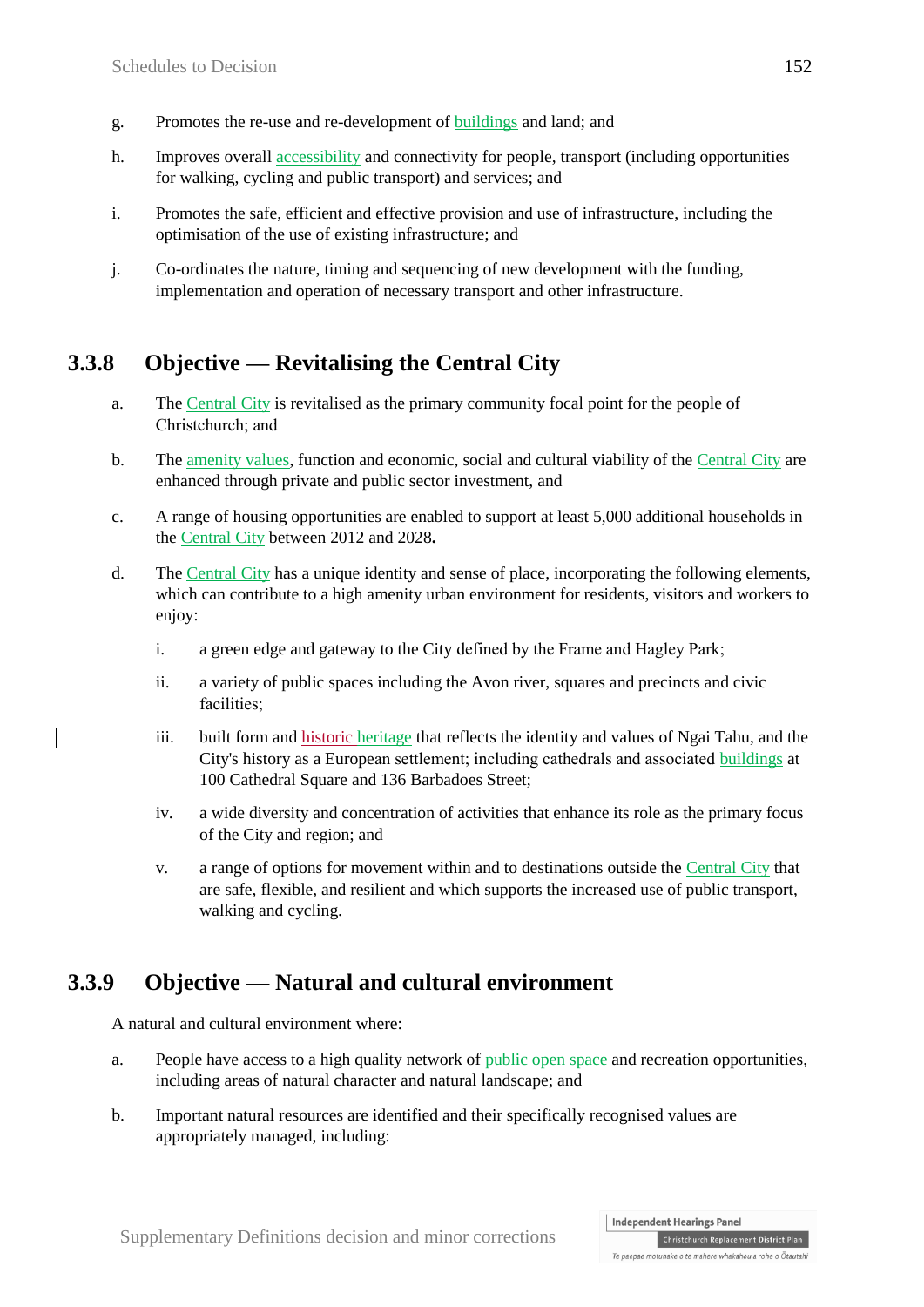g. Promotes the re-use and re-development of buildings and land; and

h. Improves overall accessibility and connectivity for people, transport (including opportunities for walking, cycling and public transport) and services; and

i. Promotes the safe, efficient and effective provision and use of infrastructure, including the optimisation of the use of existing infrastructure; and

j. Co-ordinates the nature, timing and sequencing of new development with the funding, implementation and operation of necessary transport and other infrastructure.

## 3.3.8 Objective — Revitalising the Central City

a. The Central City is revitalised as the primary community focal point for the people of Christchurch; and

b. The amenity values, function and economic, social and cultural viability of the Central City are enhanced through private and public sector investment, and

c. A range of housing opportunities are enabled to support at least 5,000 additional households in the Central City between 2012 and 2028**.**

d. The Central City has a unique identity and sense of place, incorporating the following elements, which can contribute to a high amenity urban environment for residents, visitors and workers to enjoy:

   i. a green edge and gateway to the City defined by the Frame and Hagley Park;

   ii. a variety of public spaces including the Avon river, squares and precincts and civic facilities;

   iii. built form and historic heritage that reflects the identity and values of Ngai Tahu, and the City's history as a European settlement; including cathedrals and associated buildings at 100 Cathedral Square and 136 Barbadoes Street;

   iv. a wide diversity and concentration of activities that enhance its role as the primary focus of the City and region; and

   v. a range of options for movement within and to destinations outside the Central City that are safe, flexible, and resilient and which supports the increased use of public transport, walking and cycling.

## 3.3.9 Objective — Natural and cultural environment

A natural and cultural environment where:

a. People have access to a high quality network of public open space and recreation opportunities, including areas of natural character and natural landscape; and

b. Important natural resources are identified and their specifically recognised values are appropriately managed, including: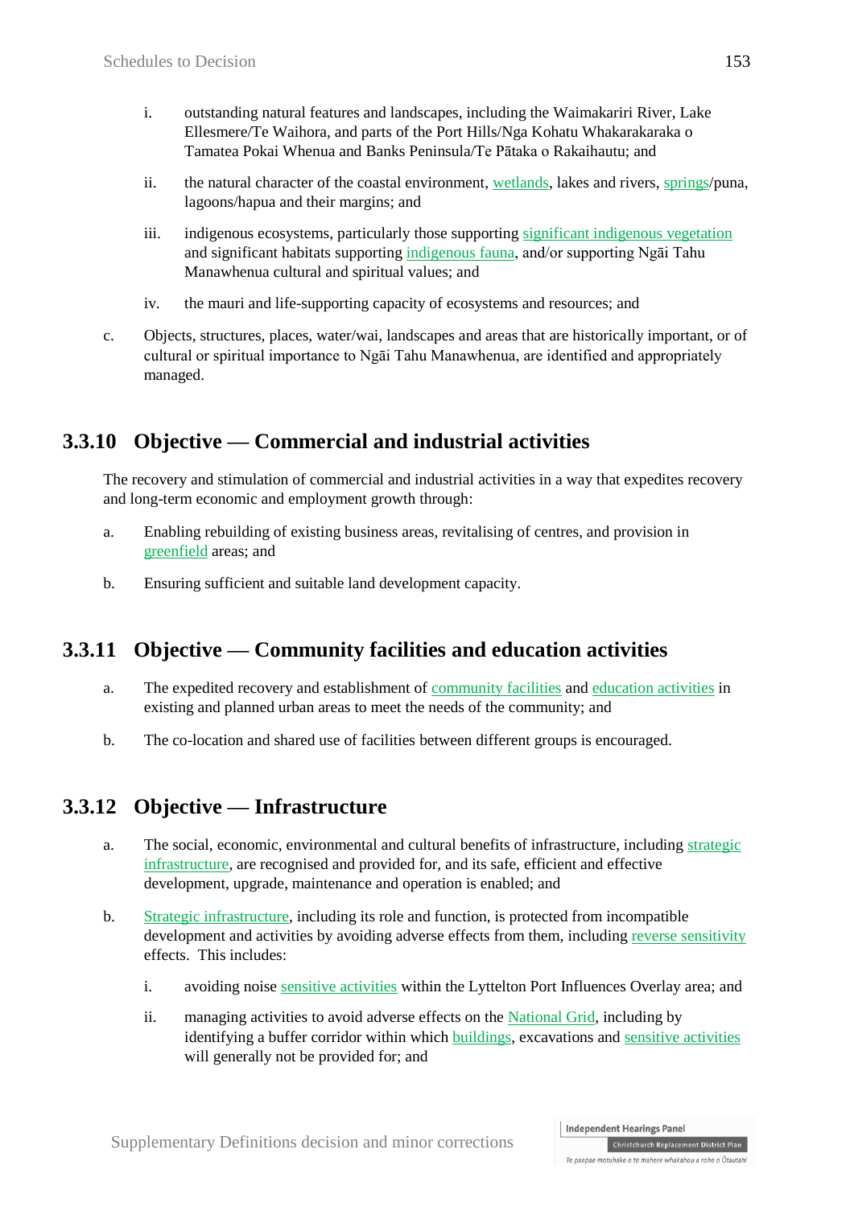i. outstanding natural features and landscapes, including the Waimakariri River, Lake Ellesmere/Te Waihora, and parts of the Port Hills/Nga Kohatu Whakarakaraka o Tamatea Pokai Whenua and Banks Peninsula/Te Pātaka o Rakaihautu; and

ii. the natural character of the coastal environment, wetlands, lakes and rivers, springs/puna, lagoons/hapua and their margins; and

iii. indigenous ecosystems, particularly those supporting significant indigenous vegetation and significant habitats supporting indigenous fauna, and/or supporting Ngāi Tahu Manawhenua cultural and spiritual values; and

iv. the mauri and life-supporting capacity of ecosystems and resources; and

c. Objects, structures, places, water/wai, landscapes and areas that are historically important, or of cultural or spiritual importance to Ngāi Tahu Manawhenua, are identified and appropriately managed.

## 3.3.10 Objective — Commercial and industrial activities

The recovery and stimulation of commercial and industrial activities in a way that expedites recovery and long-term economic and employment growth through:

a. Enabling rebuilding of existing business areas, revitalising of centres, and provision in greenfield areas; and

b. Ensuring sufficient and suitable land development capacity.

## 3.3.11 Objective — Community facilities and education activities

a. The expedited recovery and establishment of community facilities and education activities in existing and planned urban areas to meet the needs of the community; and

b. The co-location and shared use of facilities between different groups is encouraged.

## 3.3.12 Objective — Infrastructure

a. The social, economic, environmental and cultural benefits of infrastructure, including strategic infrastructure, are recognised and provided for, and its safe, efficient and effective development, upgrade, maintenance and operation is enabled; and

b. Strategic infrastructure, including its role and function, is protected from incompatible development and activities by avoiding adverse effects from them, including reverse sensitivity effects. This includes:

i. avoiding noise sensitive activities within the Lyttelton Port Influences Overlay area; and

ii. managing activities to avoid adverse effects on the National Grid, including by identifying a buffer corridor within which buildings, excavations and sensitive activities will generally not be provided for; and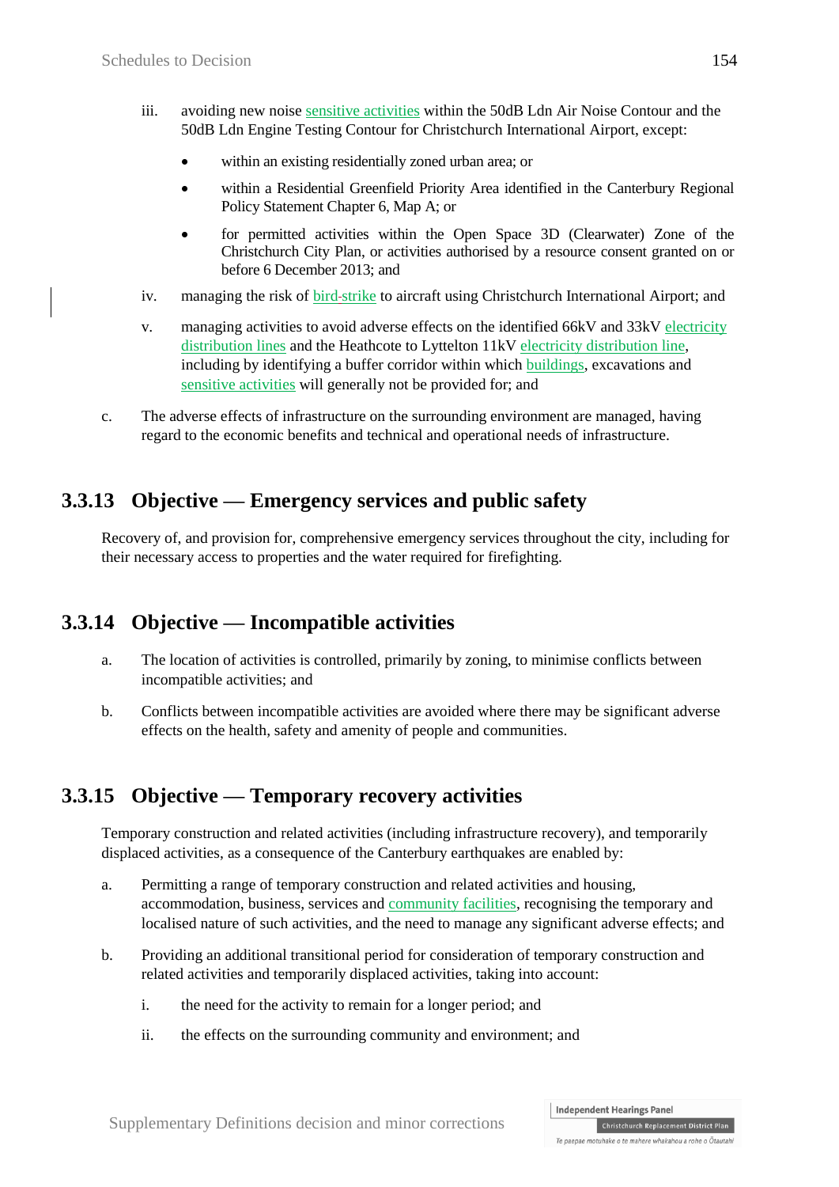iii. avoiding new noise sensitive activities within the 50dB Ldn Air Noise Contour and the 50dB Ldn Engine Testing Contour for Christchurch International Airport, except:

- within an existing residentially zoned urban area; or
- within a Residential Greenfield Priority Area identified in the Canterbury Regional Policy Statement Chapter 6, Map A; or
- for permitted activities within the Open Space 3D (Clearwater) Zone of the Christchurch City Plan, or activities authorised by a resource consent granted on or before 6 December 2013; and

iv. managing the risk of bird-strike to aircraft using Christchurch International Airport; and

v. managing activities to avoid adverse effects on the identified 66kV and 33kV electricity distribution lines and the Heathcote to Lyttelton 11kV electricity distribution line, including by identifying a buffer corridor within which buildings, excavations and sensitive activities will generally not be provided for; and

c. The adverse effects of infrastructure on the surrounding environment are managed, having regard to the economic benefits and technical and operational needs of infrastructure.

## 3.3.13 Objective — Emergency services and public safety

Recovery of, and provision for, comprehensive emergency services throughout the city, including for their necessary access to properties and the water required for firefighting.

## 3.3.14 Objective — Incompatible activities

a. The location of activities is controlled, primarily by zoning, to minimise conflicts between incompatible activities; and

b. Conflicts between incompatible activities are avoided where there may be significant adverse effects on the health, safety and amenity of people and communities.

## 3.3.15 Objective — Temporary recovery activities

Temporary construction and related activities (including infrastructure recovery), and temporarily displaced activities, as a consequence of the Canterbury earthquakes are enabled by:

a. Permitting a range of temporary construction and related activities and housing, accommodation, business, services and community facilities, recognising the temporary and localised nature of such activities, and the need to manage any significant adverse effects; and

b. Providing an additional transitional period for consideration of temporary construction and related activities and temporarily displaced activities, taking into account:

i. the need for the activity to remain for a longer period; and

ii. the effects on the surrounding community and environment; and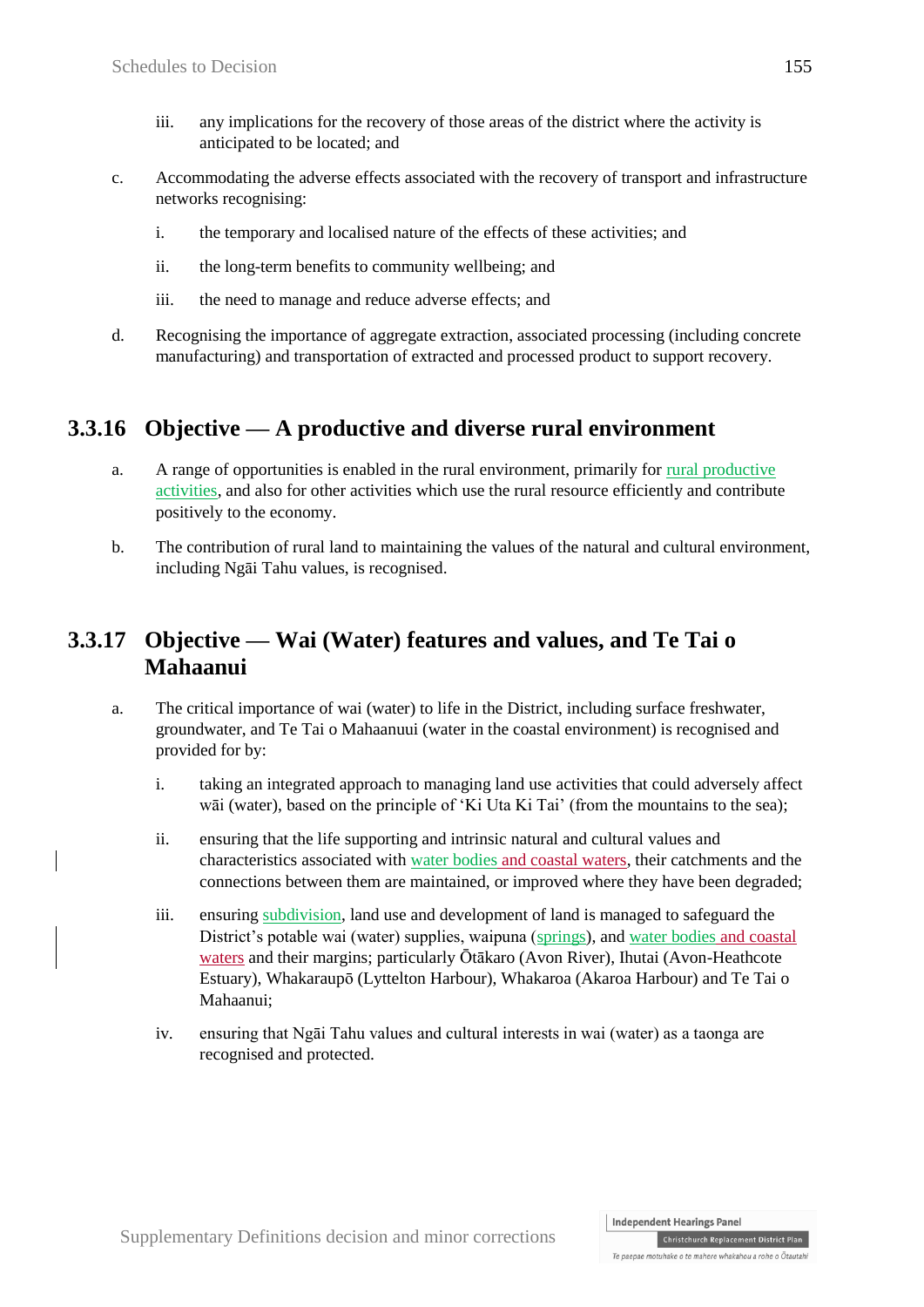iii. any implications for the recovery of those areas of the district where the activity is anticipated to be located; and

c. Accommodating the adverse effects associated with the recovery of transport and infrastructure networks recognising:

   i. the temporary and localised nature of the effects of these activities; and

   ii. the long-term benefits to community wellbeing; and

   iii. the need to manage and reduce adverse effects; and

d. Recognising the importance of aggregate extraction, associated processing (including concrete manufacturing) and transportation of extracted and processed product to support recovery.

## 3.3.16 Objective — A productive and diverse rural environment

a. A range of opportunities is enabled in the rural environment, primarily for rural productive activities, and also for other activities which use the rural resource efficiently and contribute positively to the economy.

b. The contribution of rural land to maintaining the values of the natural and cultural environment, including Ngāi Tahu values, is recognised.

## 3.3.17 Objective — Wai (Water) features and values, and Te Tai o Mahaanui

a. The critical importance of wai (water) to life in the District, including surface freshwater, groundwater, and Te Tai o Mahaanuui (water in the coastal environment) is recognised and provided for by:

   i. taking an integrated approach to managing land use activities that could adversely affect wāi (water), based on the principle of 'Ki Uta Ki Tai' (from the mountains to the sea);

   ii. ensuring that the life supporting and intrinsic natural and cultural values and characteristics associated with water bodies and coastal waters, their catchments and the connections between them are maintained, or improved where they have been degraded;

   iii. ensuring subdivision, land use and development of land is managed to safeguard the District's potable wai (water) supplies, waipuna (springs), and water bodies and coastal waters and their margins; particularly Ōtākaro (Avon River), Ihutai (Avon-Heathcote Estuary), Whakaraupō (Lyttelton Harbour), Whakaroa (Akaroa Harbour) and Te Tai o Mahaanui;

   iv. ensuring that Ngāi Tahu values and cultural interests in wai (water) as a taonga are recognised and protected.